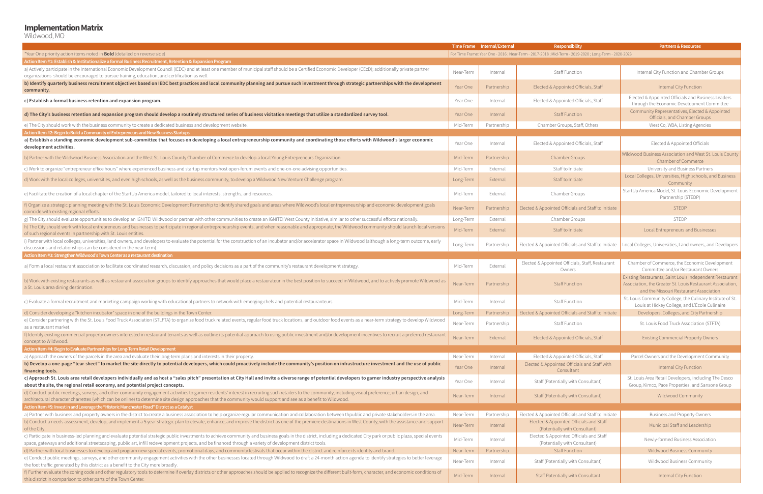# Implementation Matrix

Wildwood, MO

| | Time Frame | Internal/External | Responsibility | Partners & Resources |
|---|---|---|---|---|
| *Year One priority action items noted in **Bold** (detailed on reverse side) | For Time Frame: Year One - 2016 ; Near-Term - 2017-2018 ; Mid-Term - 2019-2020 ; Long-Term - 2020-2023 | | | |
| **Action Item #1: Establish & Institutionalize a formal Business Recruitment, Retention & Expansion Program** | | | | |
| a) Actively participate in the International Economic Development Council (IEDC) and at least one member of municipal staff should be a Certified Economic Developer (CEcD); additionally private partner organizations should be encouraged to pursue training, education, and certification as well. | Near-Term | Internal | Staff Function | Internal City Function and Chamber Groups |
| **b) Identify quarterly business recruitment objectives based on IEDC best practices and local community planning and pursue such investment through strategic partnerships with the development community.** | Year One | Partnership | Elected & Appointed Officials, Staff | Internal City Function |
| **c) Establish a formal business retention and expansion program.** | Year One | Internal | Elected & Appointed Officials, Staff | Elected & Appointed Officials and Business Leaders through the Economic Development Committee |
| **d) The City's business retention and expansion program should develop a routinely structured series of business visitation meetings that utilize a standardized survey tool.** | Year One | Internal | Staff Function | Community Representatives, Elected & Appointed Officials, and Chamber Groups |
| e) The City should work with the business community to create a dedicated business and development website. | Mid-Term | Partnership | Chamber Groups, Staff, Others | West Co, WBA, Listing Agencies |
| **Action Item #2: Begin to Build a Community of Entrepreneurs and New Business Startups** | | | | |
| **a) Establish a standing economic development sub-committee that focuses on developing a local entrepreneurship community and coordinating those efforts with Wildwood's larger economic development activities.** | Year One | Internal | Elected & Appointed Officials, Staff | Elected & Appointed Officials |
| b) Partner with the Wildwood Business Association and the West St. Louis County Chamber of Commerce to develop a local Young Entrepreneurs Organization. | Mid-Term | Partnership | Chamber Groups | Wildwood Business Association and West St. Louis County Chamber of Commerce |
| c) Work to organize "entrepreneur office hours" where experienced business and startup mentors host open-forum events and one-on-one advising opportunities. | Mid-Term | External | Staff to Initiate | University and Business Partners |
| d) Work with the local colleges, universities, and even high schools, as well as the business community, to develop a Wildwood New Venture Challenge program. | Long-Term | External | Staff to Initiate | Local Colleges, Universities, High schools, and Business Community |
| e) Facilitate the creation of a local chapter of the StartUp America model, tailored to local interests, strengths, and resources. | Mid-Term | External | Chamber Groups | StartUp America Model, St. Louis Economic Development Partnership (STEDP) |
| f) Organize a strategic planning meeting with the St. Louis Economic Development Partnership to identify shared goals and areas where Wildwood's local entrepreneurship and economic development goals coincide with existing regional efforts. | Near-Term | Partnership | Elected & Appointed Officials and Staff to Initiate | STEDP |
| g) The City should evaluate opportunities to develop an IGNITE! Wildwood or partner with other communities to create an IGNITE! West County initiative, similar to other successful efforts nationally. | Long-Term | External | Chamber Groups | STEDP |
| h) The City should work with local entrepreneurs and businesses to participate in regional entrepreneurship events, and when reasonable and appropriate, the Wildwood community should launch local versions of such regional events in partnership with St. Louis entities. | Mid-Term | External | Staff to Initiate | Local Entrepreneurs and Businesses |
| i) Partner with local colleges, universities, land owners, and developers to evaluate the potential for the construction of an incubator and/or accelerator space in Wildwood (although a long-term outcome, early discussions and relationships can be considered in the near-term). | Long-Term | Partnership | Elected & Appointed Officials and Staff to Initiate | Local Colleges, Universities, Land owners, and Developers |
| **Action Item #3: Strengthen Wildwood's Town Center as a restaurant destination** | | | | |
| a) Form a local restaurant association to facilitate coordinated research, discussion, and policy decisions as a part of the community's restaurant development strategy. | Mid-Term | External | Elected & Appointed Officials, Staff, Restaurant Owners | Chamber of Commerce, the Economic Development Committee and/or Restaurant Owners |
| b) Work with existing restaurants as well as restaurant association groups to identify approaches that would place a restaurateur in the best position to succeed in Wildwood, and to actively promote Wildwood as a St. Louis area dining destination. | Near-Term | Partnership | Staff Function | Existing Restaurants, Saint Louis Independent Restaurant Association, the Greater St. Louis Restaurant Association, and the Missouri Restaurant Association |
| c) Evaluate a formal recruitment and marketing campaign working with educational partners to network with emerging chefs and potential restaurateurs. | Mid-Term | Internal | Staff Function | St. Louis Community College, the Culinary Institute of St. Louis at Hickey College, and L'École Culinaire |
| d) Consider developing a "kitchen incubator" space in one of the buildings in the Town Center. | Long-Term | Partnership | Elected & Appointed Officials and Staff to Initiate | Developers, Colleges, and City Partnership |
| e) Consider partnering with the St. Louis Food Truck Association (STLFTA) to organize food truck related events, regular food truck locations, and outdoor food events as a near-term strategy to develop Wildwood as a restaurant market. | Near-Term | Partnership | Staff Function | St. Louis Food Truck Association (STFTA) |
| f) Identify existing commercial property owners interested in restaurant tenants as well as outline its potential approach to using public investment and/or development incentives to recruit a preferred restaurant concept to Wildwood. | Near-Term | External | Elected & Appointed Officials, Staff | Existing Commercial Property Owners |
| **Action Item #4: Begin to Evaluate Partnerships for Long-Term Retail Development** | | | | |
| a) Approach the owners of the parcels in the area and evaluate their long-term plans and interests in their property. | Near-Term | Internal | Elected & Appointed Officials, Staff | Parcel Owners and the Development Community |
| **b) Develop a one-page "tear-sheet" to market the site directly to potential developers, which could proactively include the community's position on infrastructure investment and the use of public financing tools.** | Year One | Internal | Elected & Appointed Officials and Staff with Consultant | Internal City Function |
| **c) Approach St. Louis area retail developers individually and as host a "sales pitch" presentation at City Hall and invite a diverse range of potential developers to garner industry perspective analysis about the site, the regional retail economy, and potential project concepts.** | Year One | Internal | Staff (Potentially with Consultant) | St. Louis Area Retail Developers, including The Desco Group, Kimco, Pace Properties, and Sansone Group |
| d) Conduct public meetings, surveys, and other community engagement activities to garner residents' interest in recruiting such retailers to the community, including visual preference, urban design, and architectural character charrettes (which can be online) to determine site design approaches that the community would support and see as a benefit to Wildwood. | Near-Term | Internal | Staff (Potentially with Consultant) | Wildwood Community |
| **Action Item #5: Invest in and Leverage the "Historic Manchester Road" District as a Catalyst** | | | | |
| a) Partner with business and property owners in the district to create a business association to help organize regular communication and collaboration between thpublic and private stakeholders in the area. | Near-Term | Partnership | Elected & Appointed Officials and Staff to Initiate | Business and Property Owners |
| b) Conduct a needs assessment, develop, and implement a 5 year strategic plan to elevate, enhance, and improve the district as one of the premiere destinations in West County, with the assistance and support of the City. | Near-Term | Internal | Elected & Appointed Officials and Staff (Potentially with Consultant) | Municipal Staff and Leadership |
| c) Participate in business-led planning and evaluate potential strategic public investments to achieve community and business goals in the district, including a dedicated City park or public plaza, special events space, gateways and additional streetscaping, public art, infill redevelopment projects, and be financed through a variety of development district tools. | Mid-Term | Internal | Elected & Appointed Officials and Staff (Potentially with Consultant) | Newly-formed Business Association |
| d) Partner with local businesses to develop and program new special events, promotional days, and community festivals that occur within the district and reinforce its identity and brand. | Near-Term | Partnership | Staff Function | Wildwood Business Community |
| e) Conduct public meetings, surveys, and other community engagement activities with the other businesses located through Wildwood to draft a 24-month action agenda to identify strategies to better leverage the foot traffic generated by this district as a benefit to the City more broadly. | Near-Term | Internal | Staff (Potentially with Consultant) | Wildwood Business Community |
| f) Further evaluate the zoning code and other regulatory tools to determine if overlay districts or other approaches should be applied to recognize the different built-form, character, and economic conditions of this district in comparison to other parts of the Town Center. | Mid-Term | Internal | Staff Potentially with Consultant | Internal City Function |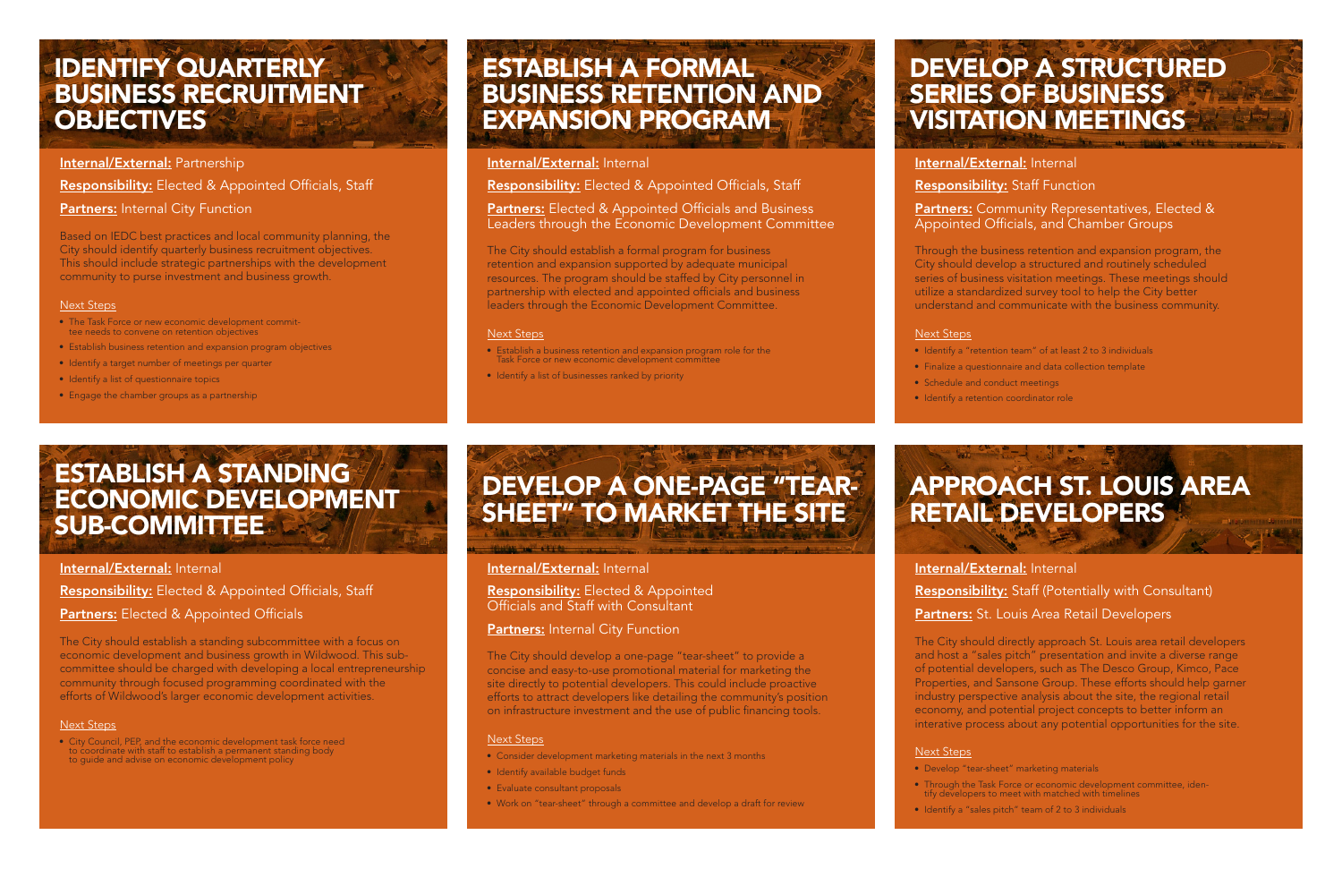## IDENTIFY QUARTERLY BUSINESS RECRUITMENT OBJECTIVES

**Internal/External:** Partnership

**Responsibility:** Elected & Appointed Officials, Staff

**Partners:** Internal City Function

Based on IEDC best practices and local community planning, the City should identify quarterly business recruitment objectives. This should include strategic partnerships with the development community to purse investment and business growth.

Next Steps

- The Task Force or new economic development committee needs to convene on retention objectives
- Establish business retention and expansion program objectives
- Identify a target number of meetings per quarter
- Identify a list of questionnaire topics
- Engage the chamber groups as a partnership

## ESTABLISH A FORMAL BUSINESS RETENTION AND EXPANSION PROGRAM

**Internal/External:** Internal

**Responsibility:** Elected & Appointed Officials, Staff

**Partners:** Elected & Appointed Officials and Business Leaders through the Economic Development Committee

The City should establish a formal program for business retention and expansion supported by adequate municipal resources. The program should be staffed by City personnel in partnership with elected and appointed officials and business leaders through the Economic Development Committee.

Next Steps

- Establish a business retention and expansion program role for the Task Force or new economic development committee
- Identify a list of businesses ranked by priority

## DEVELOP A STRUCTURED SERIES OF BUSINESS VISITATION MEETINGS

**Internal/External:** Internal

**Responsibility:** Staff Function

**Partners:** Community Representatives, Elected & Appointed Officials, and Chamber Groups

Through the business retention and expansion program, the City should develop a structured and routinely scheduled series of business visitation meetings. These meetings should utilize a standardized survey tool to help the City better understand and communicate with the business community.

Next Steps

- Identify a "retention team" of at least 2 to 3 individuals
- Finalize a questionnaire and data collection template
- Schedule and conduct meetings
- Identify a retention coordinator role

## ESTABLISH A STANDING ECONOMIC DEVELOPMENT SUB-COMMITTEE

**Internal/External:** Internal

**Responsibility:** Elected & Appointed Officials, Staff

**Partners:** Elected & Appointed Officials

The City should establish a standing subcommittee with a focus on economic development and business growth in Wildwood. This sub-committee should be charged with developing a local entrepreneurship community through focused programming coordinated with the efforts of Wildwood's larger economic development activities.

Next Steps

- City Council, PEP, and the economic development task force need to coordinate with staff to establish a permanent standing body to guide and advise on economic development policy

## DEVELOP A ONE-PAGE "TEAR-SHEET" TO MARKET THE SITE

**Internal/External:** Internal

**Responsibility:** Elected & Appointed Officials and Staff with Consultant

**Partners:** Internal City Function

The City should develop a one-page "tear-sheet" to provide a concise and easy-to-use promotional material for marketing the site directly to potential developers. This could include proactive efforts to attract developers like detailing the community's position on infrastructure investment and the use of public financing tools.

Next Steps

- Consider development marketing materials in the next 3 months
- Identify available budget funds
- Evaluate consultant proposals
- Work on "tear-sheet" through a committee and develop a draft for review

## APPROACH ST. LOUIS AREA RETAIL DEVELOPERS

**Internal/External:** Internal

**Responsibility:** Staff (Potentially with Consultant)

**Partners:** St. Louis Area Retail Developers

The City should directly approach St. Louis area retail developers and host a "sales pitch" presentation and invite a diverse range of potential developers, such as The Desco Group, Kimco, Pace Properties, and Sansone Group. These efforts should help garner industry perspective analysis about the site, the regional retail economy, and potential project concepts to better inform an interative process about any potential opportunities for the site.

Next Steps

- Develop "tear-sheet" marketing materials
- Through the Task Force or economic development committee, identify developers to meet with matched with timelines
- Identify a "sales pitch" team of 2 to 3 individuals